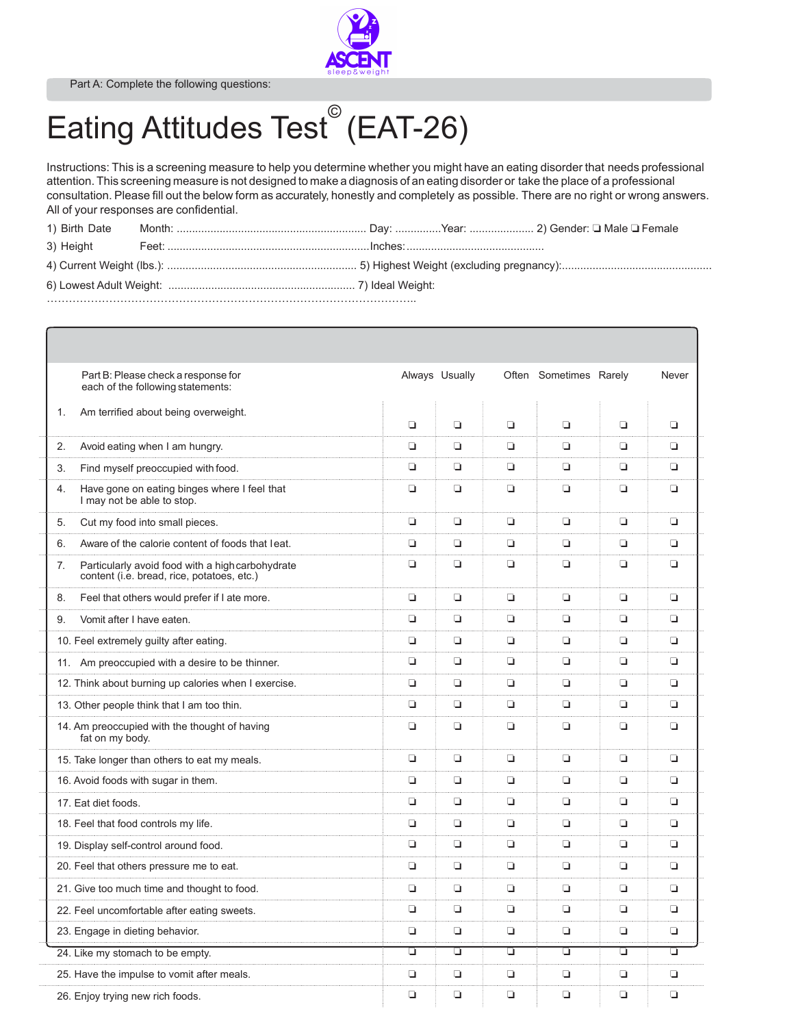Part A: Complete the following questions:

# Eating Attitudes Test© (EAT-26)

Instructions: This is a screening measure to help you determine whether you might have an eating disorder that needs professional attention. This screening measure is not designed to make a diagnosis of an eating disorder or take the place of a professional consultation. Please fill out the below form as accurately, honestly and completely as possible. There are no right or wrong answers. All of your responses are confidential.

1) Birth Date Month: ............................................................ Day: ..............Year: .................... 2) Gender: ❑ Male ❑ Female

3) Height Feet: .................................................................Inches:............................................

4) Current Weight (lbs.): ............................................................ 5) Highest Weight (excluding pregnancy):................................................

6) Lowest Adult Weight: ............................................................ 7) Ideal Weight: ……………………………………………………………………………………..

| Part B: Please check a response for each of the following statements: | Always | Usually | Often | Sometimes | Rarely | Never |
|---|---|---|---|---|---|---|
| 1. Am terrified about being overweight. | ❑ | ❑ | ❑ | ❑ | ❑ | ❑ |
| 2. Avoid eating when I am hungry. | ❑ | ❑ | ❑ | ❑ | ❑ | ❑ |
| 3. Find myself preoccupied with food. | ❑ | ❑ | ❑ | ❑ | ❑ | ❑ |
| 4. Have gone on eating binges where I feel that I may not be able to stop. | ❑ | ❑ | ❑ | ❑ | ❑ | ❑ |
| 5. Cut my food into small pieces. | ❑ | ❑ | ❑ | ❑ | ❑ | ❑ |
| 6. Aware of the calorie content of foods that I eat. | ❑ | ❑ | ❑ | ❑ | ❑ | ❑ |
| 7. Particularly avoid food with a high carbohydrate content (i.e. bread, rice, potatoes, etc.) | ❑ | ❑ | ❑ | ❑ | ❑ | ❑ |
| 8. Feel that others would prefer if I ate more. | ❑ | ❑ | ❑ | ❑ | ❑ | ❑ |
| 9. Vomit after I have eaten. | ❑ | ❑ | ❑ | ❑ | ❑ | ❑ |
| 10. Feel extremely guilty after eating. | ❑ | ❑ | ❑ | ❑ | ❑ | ❑ |
| 11. Am preoccupied with a desire to be thinner. | ❑ | ❑ | ❑ | ❑ | ❑ | ❑ |
| 12. Think about burning up calories when I exercise. | ❑ | ❑ | ❑ | ❑ | ❑ | ❑ |
| 13. Other people think that I am too thin. | ❑ | ❑ | ❑ | ❑ | ❑ | ❑ |
| 14. Am preoccupied with the thought of having fat on my body. | ❑ | ❑ | ❑ | ❑ | ❑ | ❑ |
| 15. Take longer than others to eat my meals. | ❑ | ❑ | ❑ | ❑ | ❑ | ❑ |
| 16. Avoid foods with sugar in them. | ❑ | ❑ | ❑ | ❑ | ❑ | ❑ |
| 17. Eat diet foods. | ❑ | ❑ | ❑ | ❑ | ❑ | ❑ |
| 18. Feel that food controls my life. | ❑ | ❑ | ❑ | ❑ | ❑ | ❑ |
| 19. Display self-control around food. | ❑ | ❑ | ❑ | ❑ | ❑ | ❑ |
| 20. Feel that others pressure me to eat. | ❑ | ❑ | ❑ | ❑ | ❑ | ❑ |
| 21. Give too much time and thought to food. | ❑ | ❑ | ❑ | ❑ | ❑ | ❑ |
| 22. Feel uncomfortable after eating sweets. | ❑ | ❑ | ❑ | ❑ | ❑ | ❑ |
| 23. Engage in dieting behavior. | ❑ | ❑ | ❑ | ❑ | ❑ | ❑ |
| 24. Like my stomach to be empty. | ❑ | ❑ | ❑ | ❑ | ❑ | ❑ |
| 25. Have the impulse to vomit after meals. | ❑ | ❑ | ❑ | ❑ | ❑ | ❑ |
| 26. Enjoy trying new rich foods. | ❑ | ❑ | ❑ | ❑ | ❑ | ❑ |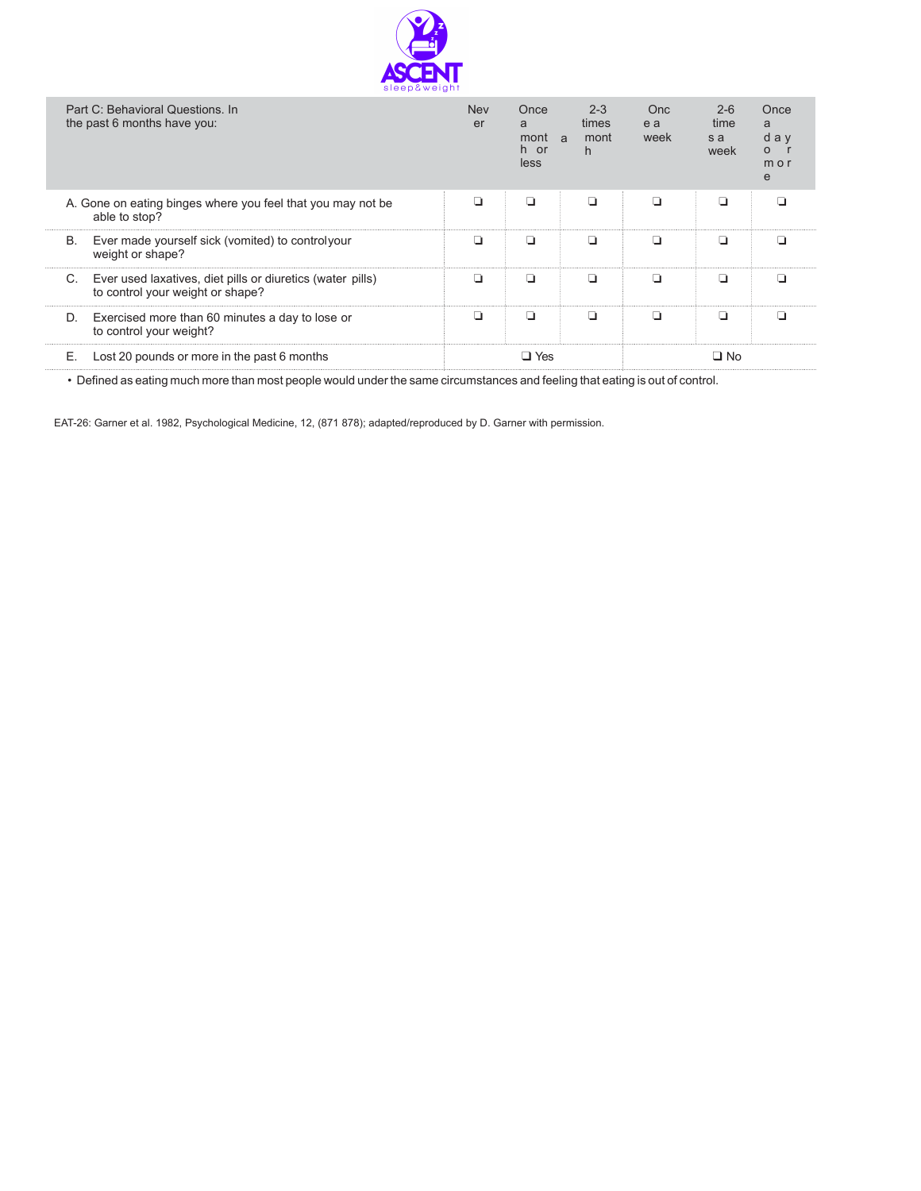| Part C: Behavioral Questions. In the past 6 months have you: | Never | Once a month or less | 2-3 times a month | Once a week | 2-6 times a week | Once a day or more |
|---|---|---|---|---|---|---|
| A. Gone on eating binges where you feel that you may not be able to stop? | ❏ | ❏ | ❏ | ❏ | ❏ | ❏ |
| B. Ever made yourself sick (vomited) to control your weight or shape? | ❏ | ❏ | ❏ | ❏ | ❏ | ❏ |
| C. Ever used laxatives, diet pills or diuretics (water pills) to control your weight or shape? | ❏ | ❏ | ❏ | ❏ | ❏ | ❏ |
| D. Exercised more than 60 minutes a day to lose or to control your weight? | ❏ | ❏ | ❏ | ❏ | ❏ | ❏ |
| E. Lost 20 pounds or more in the past 6 months | ❏ Yes | | | ❏ No | | |

• Defined as eating much more than most people would under the same circumstances and feeling that eating is out of control.

EAT-26: Garner et al. 1982, Psychological Medicine, 12, (871 878); adapted/reproduced by D. Garner with permission.